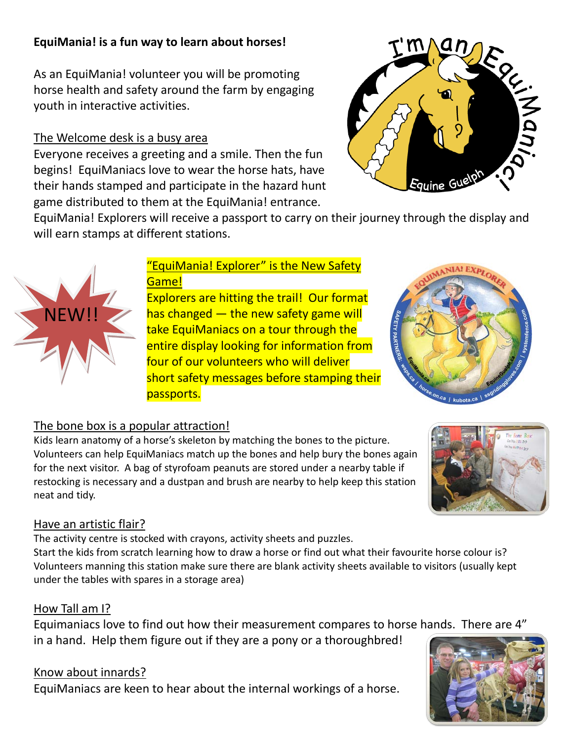**EquiMania! is a fun way to learn about horses!**

As an EquiMania! volunteer you will be promoting horse health and safety around the farm by engaging youth in interactive activities.

## The Welcome desk is a busy area

Everyone receives a greeting and a smile. Then the fun begins! EquiManiacs love to wear the horse hats, have their hands stamped and participate in the hazard hunt game distributed to them at the EquiMania! entrance. EquiMania! Explorers will receive a passport to carry on their journey through the display and will earn stamps at different stations.

NEW!!

## "EquiMania! Explorer" is the New Safety Game!

Explorers are hitting the trail! Our format has changed — the new safety game will take EquiManiacs on a tour through the entire display looking for information from four of our volunteers who will deliver short safety messages before stamping their passports.

## The bone box is a popular attraction!

Kids learn anatomy of a horse's skeleton by matching the bones to the picture. Volunteers can help EquiManiacs match up the bones and help bury the bones again for the next visitor. A bag of styrofoam peanuts are stored under a nearby table if restocking is necessary and a dustpan and brush are nearby to help keep this station neat and tidy.

## Have an artistic flair?

The activity centre is stocked with crayons, activity sheets and puzzles.
Start the kids from scratch learning how to draw a horse or find out what their favourite horse colour is? Volunteers manning this station make sure there are blank activity sheets available to visitors (usually kept under the tables with spares in a storage area)

## How Tall am I?

Equimaniacs love to find out how their measurement compares to horse hands. There are 4" in a hand. Help them figure out if they are a pony or a thoroughbred!

## Know about innards?

EquiManiacs are keen to hear about the internal workings of a horse.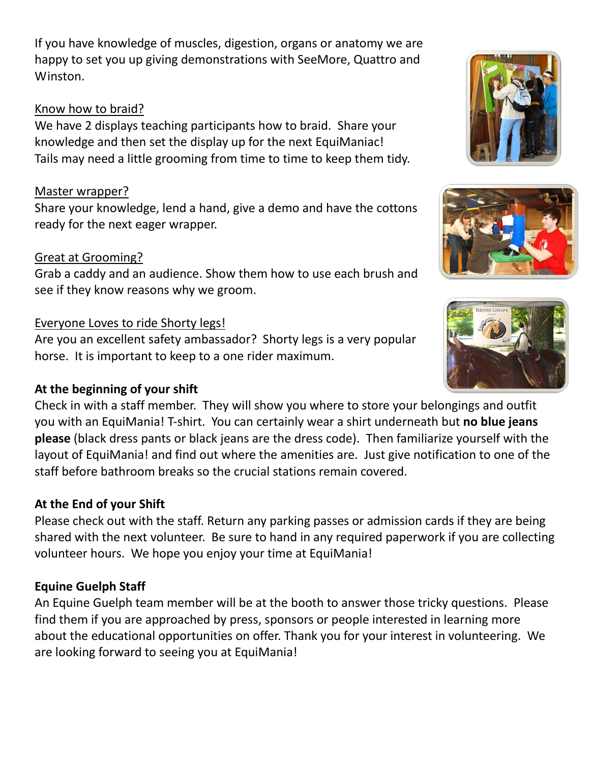If you have knowledge of muscles, digestion, organs or anatomy we are happy to set you up giving demonstrations with SeeMore, Quattro and Winston.

Know how to braid?

We have 2 displays teaching participants how to braid. Share your knowledge and then set the display up for the next EquiManiac! Tails may need a little grooming from time to time to keep them tidy.

Master wrapper?

Share your knowledge, lend a hand, give a demo and have the cottons ready for the next eager wrapper.

Great at Grooming?

Grab a caddy and an audience. Show them how to use each brush and see if they know reasons why we groom.

Everyone Loves to ride Shorty legs!

Are you an excellent safety ambassador? Shorty legs is a very popular horse. It is important to keep to a one rider maximum.

**At the beginning of your shift**

Check in with a staff member. They will show you where to store your belongings and outfit you with an EquiMania! T-shirt. You can certainly wear a shirt underneath but **no blue jeans please** (black dress pants or black jeans are the dress code). Then familiarize yourself with the layout of EquiMania! and find out where the amenities are. Just give notification to one of the staff before bathroom breaks so the crucial stations remain covered.

**At the End of your Shift**

Please check out with the staff. Return any parking passes or admission cards if they are being shared with the next volunteer. Be sure to hand in any required paperwork if you are collecting volunteer hours. We hope you enjoy your time at EquiMania!

**Equine Guelph Staff**

An Equine Guelph team member will be at the booth to answer those tricky questions. Please find them if you are approached by press, sponsors or people interested in learning more about the educational opportunities on offer. Thank you for your interest in volunteering. We are looking forward to seeing you at EquiMania!